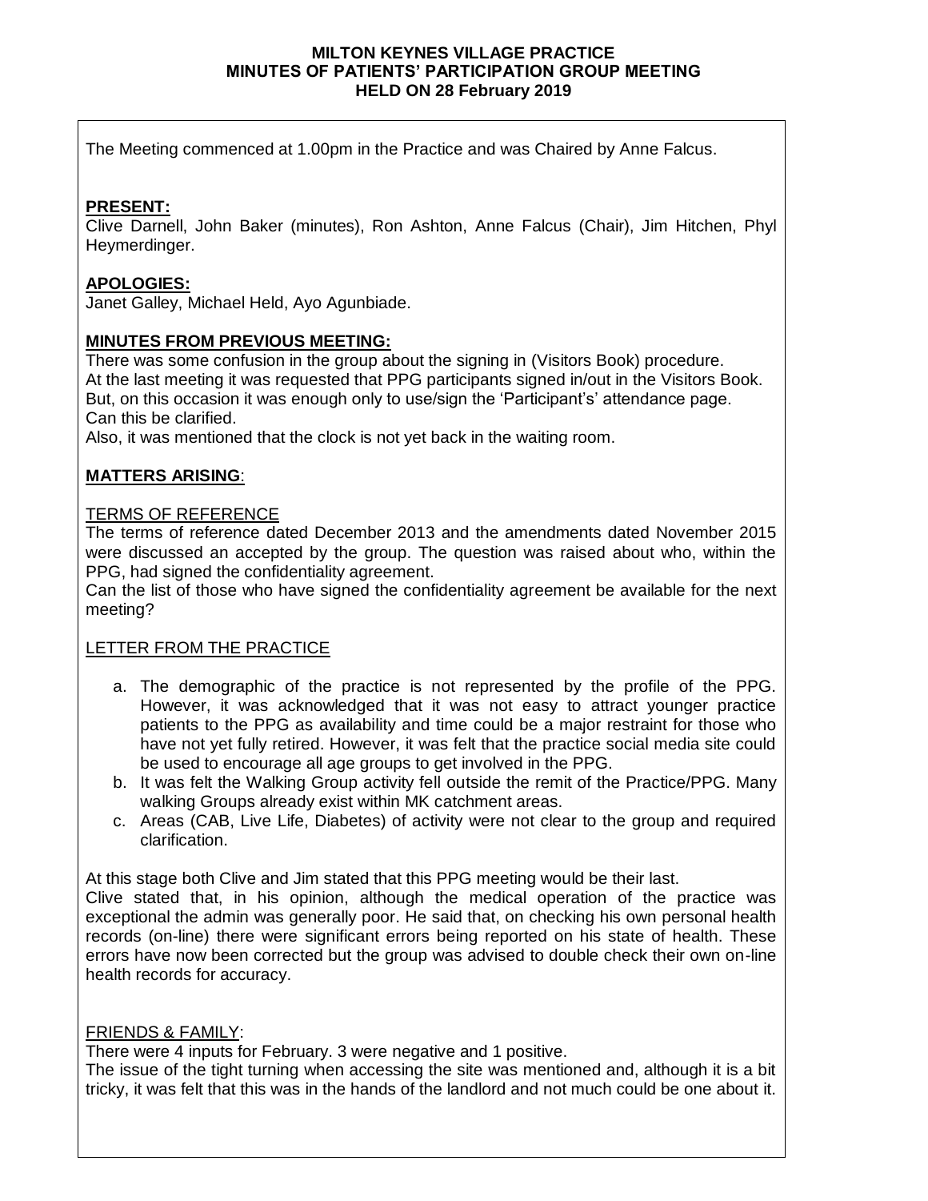**MILTON KEYNES VILLAGE PRACTICE**
**MINUTES OF PATIENTS' PARTICIPATION GROUP MEETING**
**HELD ON 28 February 2019**

The Meeting commenced at 1.00pm in the Practice and was Chaired by Anne Falcus.

**PRESENT:**
Clive Darnell, John Baker (minutes), Ron Ashton, Anne Falcus (Chair), Jim Hitchen, Phyl Heymerdinger.

**APOLOGIES:**
Janet Galley, Michael Held, Ayo Agunbiade.

**MINUTES FROM PREVIOUS MEETING:**
There was some confusion in the group about the signing in (Visitors Book) procedure.
At the last meeting it was requested that PPG participants signed in/out in the Visitors Book.
But, on this occasion it was enough only to use/sign the 'Participant's' attendance page.
Can this be clarified.
Also, it was mentioned that the clock is not yet back in the waiting room.

**MATTERS ARISING**:

TERMS OF REFERENCE
The terms of reference dated December 2013 and the amendments dated November 2015 were discussed an accepted by the group. The question was raised about who, within the PPG, had signed the confidentiality agreement.
Can the list of those who have signed the confidentiality agreement be available for the next meeting?

LETTER FROM THE PRACTICE

a. The demographic of the practice is not represented by the profile of the PPG. However, it was acknowledged that it was not easy to attract younger practice patients to the PPG as availability and time could be a major restraint for those who have not yet fully retired. However, it was felt that the practice social media site could be used to encourage all age groups to get involved in the PPG.
b. It was felt the Walking Group activity fell outside the remit of the Practice/PPG. Many walking Groups already exist within MK catchment areas.
c. Areas (CAB, Live Life, Diabetes) of activity were not clear to the group and required clarification.

At this stage both Clive and Jim stated that this PPG meeting would be their last.
Clive stated that, in his opinion, although the medical operation of the practice was exceptional the admin was generally poor. He said that, on checking his own personal health records (on-line) there were significant errors being reported on his state of health. These errors have now been corrected but the group was advised to double check their own on-line health records for accuracy.

FRIENDS & FAMILY:
There were 4 inputs for February. 3 were negative and 1 positive.
The issue of the tight turning when accessing the site was mentioned and, although it is a bit tricky, it was felt that this was in the hands of the landlord and not much could be one about it.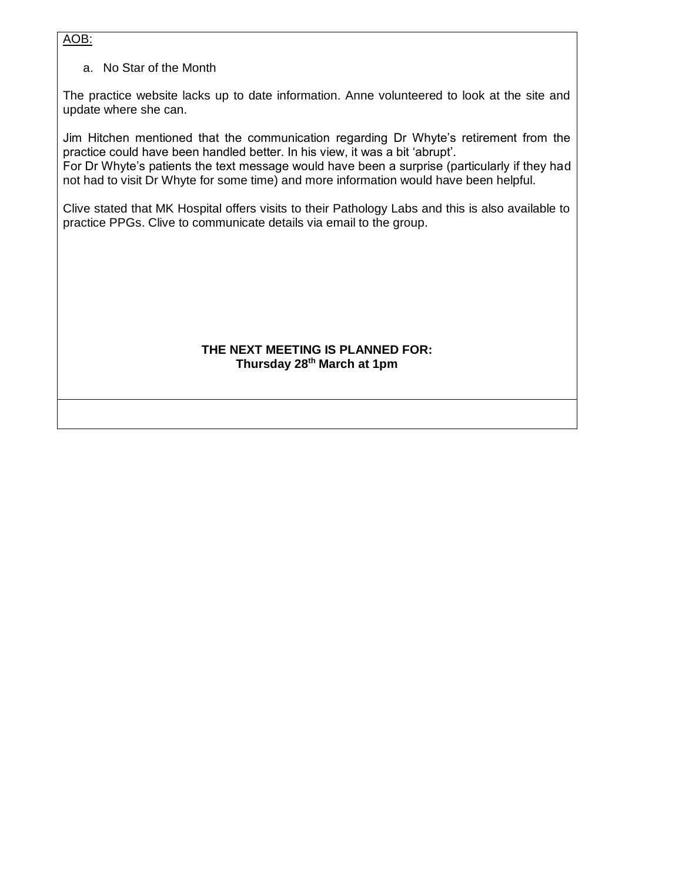<u>AOB:</u>

a. No Star of the Month

The practice website lacks up to date information. Anne volunteered to look at the site and update where she can.

Jim Hitchen mentioned that the communication regarding Dr Whyte's retirement from the practice could have been handled better. In his view, it was a bit 'abrupt'.
For Dr Whyte's patients the text message would have been a surprise (particularly if they had not had to visit Dr Whyte for some time) and more information would have been helpful.

Clive stated that MK Hospital offers visits to their Pathology Labs and this is also available to practice PPGs. Clive to communicate details via email to the group.

**THE NEXT MEETING IS PLANNED FOR:**
**Thursday 28th March at 1pm**